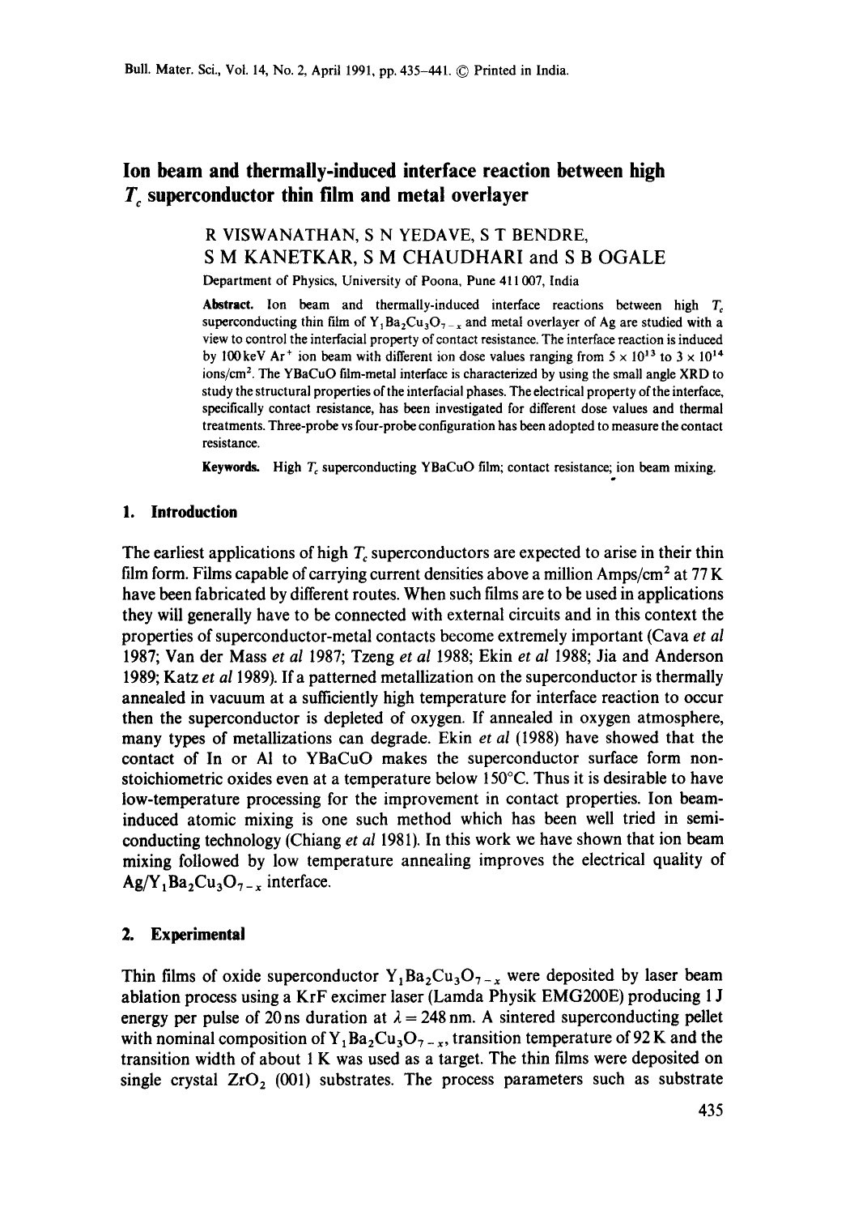# Ion beam and thermally-induced interface reaction between high $T_c$ superconductor thin film and metal overlayer

R VISWANATHAN, S N YEDAVE, S T BENDRE, S M KANETKAR, S M CHAUDHARI and S B OGALE

Department of Physics, University of Poona, Pune 411 007, India

**Abstract.** Ion beam and thermally-induced interface reactions between high $T_c$ superconducting thin film of $Y_1Ba_2Cu_3O_{7-x}$ and metal overlayer of Ag are studied with a view to control the interfacial property of contact resistance. The interface reaction is induced by 100 keV $Ar^+$ ion beam with different ion dose values ranging from $5 \times 10^{13}$ to $3 \times 10^{14}$ ions/cm$^2$. The YBaCuO film-metal interface is characterized by using the small angle XRD to study the structural properties of the interfacial phases. The electrical property of the interface, specifically contact resistance, has been investigated for different dose values and thermal treatments. Three-probe vs four-probe configuration has been adopted to measure the contact resistance.

**Keywords.** High $T_c$ superconducting YBaCuO film; contact resistance; ion beam mixing.

## 1. Introduction

The earliest applications of high $T_c$ superconductors are expected to arise in their thin film form. Films capable of carrying current densities above a million Amps/cm$^2$ at 77 K have been fabricated by different routes. When such films are to be used in applications they will generally have to be connected with external circuits and in this context the properties of superconductor-metal contacts become extremely important (Cava *et al* 1987; Van der Mass *et al* 1987; Tzeng *et al* 1988; Ekin *et al* 1988; Jia and Anderson 1989; Katz *et al* 1989). If a patterned metallization on the superconductor is thermally annealed in vacuum at a sufficiently high temperature for interface reaction to occur then the superconductor is depleted of oxygen. If annealed in oxygen atmosphere, many types of metallizations can degrade. Ekin *et al* (1988) have showed that the contact of In or Al to YBaCuO makes the superconductor surface form non-stoichiometric oxides even at a temperature below 150°C. Thus it is desirable to have low-temperature processing for the improvement in contact properties. Ion beam-induced atomic mixing is one such method which has been well tried in semi-conducting technology (Chiang *et al* 1981). In this work we have shown that ion beam mixing followed by low temperature annealing improves the electrical quality of $Ag/Y_1Ba_2Cu_3O_{7-x}$ interface.

## 2. Experimental

Thin films of oxide superconductor $Y_1Ba_2Cu_3O_{7-x}$ were deposited by laser beam ablation process using a KrF excimer laser (Lamda Physik EMG200E) producing 1 J energy per pulse of 20 ns duration at $\lambda = 248$ nm. A sintered superconducting pellet with nominal composition of $Y_1Ba_2Cu_3O_{7-x}$, transition temperature of 92 K and the transition width of about 1 K was used as a target. The thin films were deposited on single crystal $ZrO_2$ (001) substrates. The process parameters such as substrate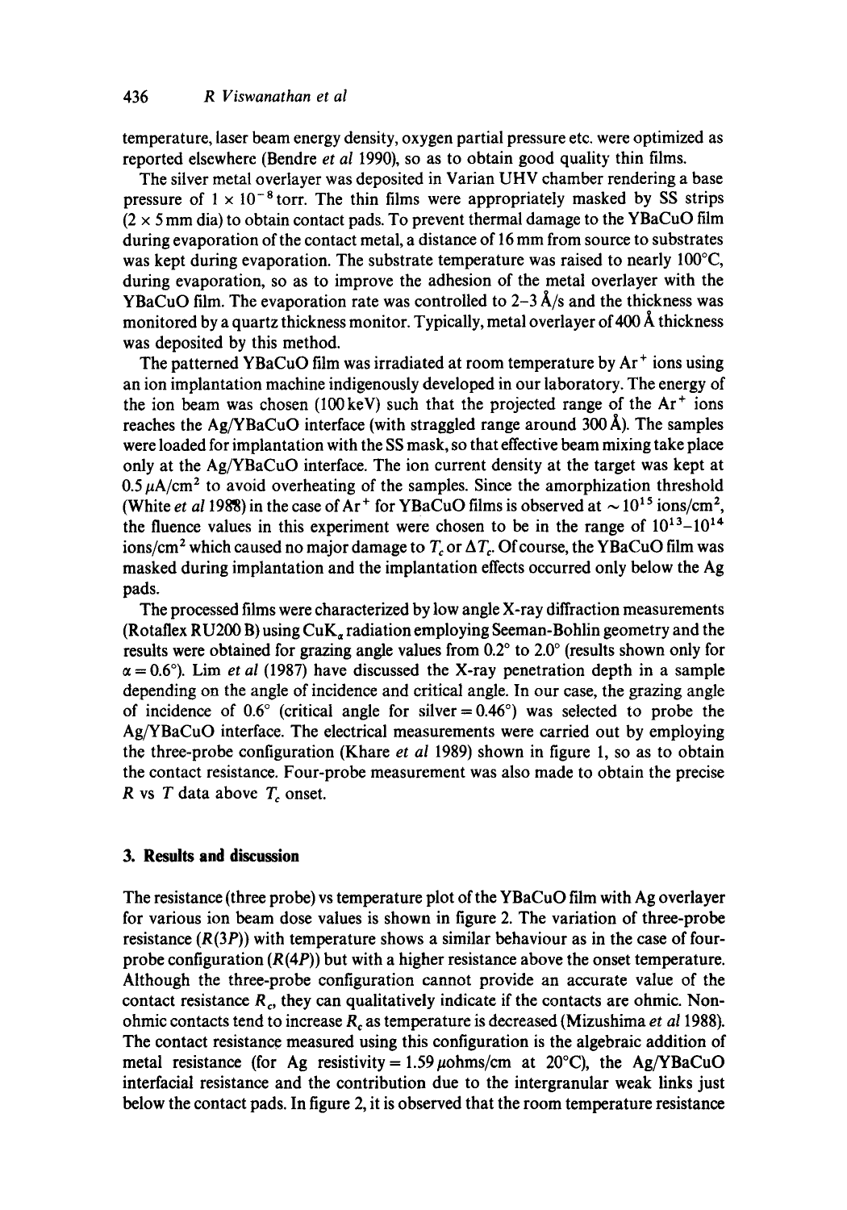temperature, laser beam energy density, oxygen partial pressure etc. were optimized as reported elsewhere (Bendre *et al* 1990), so as to obtain good quality thin films.

The silver metal overlayer was deposited in Varian UHV chamber rendering a base pressure of $1 \times 10^{-8}$ torr. The thin films were appropriately masked by SS strips ($2 \times 5$ mm dia) to obtain contact pads. To prevent thermal damage to the YBaCuO film during evaporation of the contact metal, a distance of 16 mm from source to substrates was kept during evaporation. The substrate temperature was raised to nearly 100°C, during evaporation, so as to improve the adhesion of the metal overlayer with the YBaCuO film. The evaporation rate was controlled to 2–3 Å/s and the thickness was monitored by a quartz thickness monitor. Typically, metal overlayer of 400 Å thickness was deposited by this method.

The patterned YBaCuO film was irradiated at room temperature by $Ar^+$ ions using an ion implantation machine indigenously developed in our laboratory. The energy of the ion beam was chosen (100 keV) such that the projected range of the $Ar^+$ ions reaches the Ag/YBaCuO interface (with straggled range around 300 Å). The samples were loaded for implantation with the SS mask, so that effective beam mixing take place only at the Ag/YBaCuO interface. The ion current density at the target was kept at $0.5\,\mu A/cm^2$ to avoid overheating of the samples. Since the amorphization threshold (White *et al* 1988) in the case of $Ar^+$ for YBaCuO films is observed at $\sim 10^{15}$ ions/cm$^2$, the fluence values in this experiment were chosen to be in the range of $10^{13}$–$10^{14}$ ions/cm$^2$ which caused no major damage to $T_c$ or $\Delta T_c$. Of course, the YBaCuO film was masked during implantation and the implantation effects occurred only below the Ag pads.

The processed films were characterized by low angle X-ray diffraction measurements (Rotaflex RU200 B) using $CuK_\alpha$ radiation employing Seeman-Bohlin geometry and the results were obtained for grazing angle values from 0.2° to 2.0° (results shown only for $\alpha = 0.6°$). Lim *et al* (1987) have discussed the X-ray penetration depth in a sample depending on the angle of incidence and critical angle. In our case, the grazing angle of incidence of 0.6° (critical angle for silver = 0.46°) was selected to probe the Ag/YBaCuO interface. The electrical measurements were carried out by employing the three-probe configuration (Khare *et al* 1989) shown in figure 1, so as to obtain the contact resistance. Four-probe measurement was also made to obtain the precise $R$ vs $T$ data above $T_c$ onset.

## 3. Results and discussion

The resistance (three probe) vs temperature plot of the YBaCuO film with Ag overlayer for various ion beam dose values is shown in figure 2. The variation of three-probe resistance ($R(3P)$) with temperature shows a similar behaviour as in the case of four-probe configuration ($R(4P)$) but with a higher resistance above the onset temperature. Although the three-probe configuration cannot provide an accurate value of the contact resistance $R_c$, they can qualitatively indicate if the contacts are ohmic. Non-ohmic contacts tend to increase $R_c$ as temperature is decreased (Mizushima *et al* 1988). The contact resistance measured using this configuration is the algebraic addition of metal resistance (for Ag resistivity = $1.59\,\mu$ohms/cm at 20°C), the Ag/YBaCuO interfacial resistance and the contribution due to the intergranular weak links just below the contact pads. In figure 2, it is observed that the room temperature resistance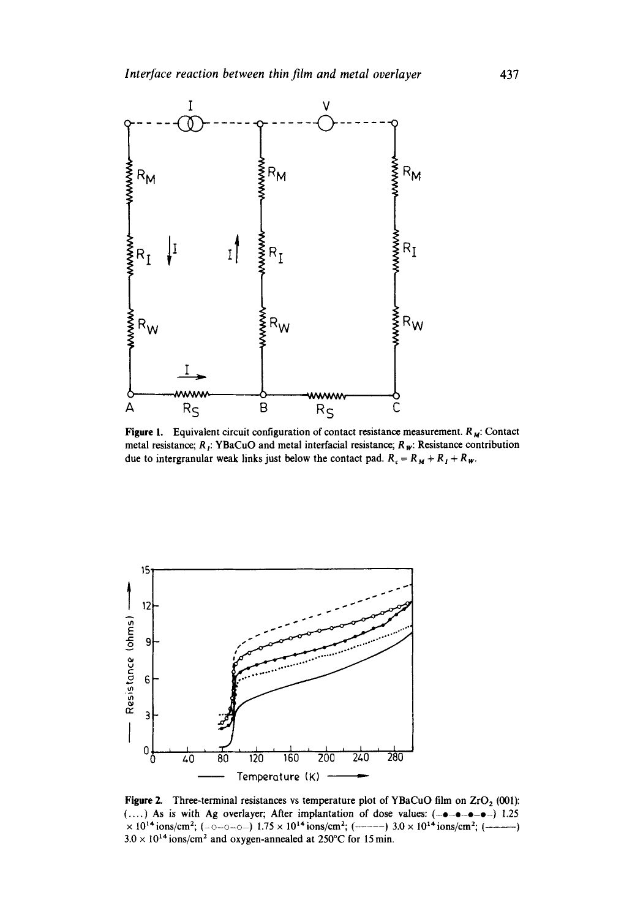**Figure 1.** Equivalent circuit configuration of contact resistance measurement. $R_M$: Contact metal resistance; $R_I$: YBaCuO and metal interfacial resistance; $R_W$: Resistance contribution due to intergranular weak links just below the contact pad. $R_c = R_M + R_I + R_W$.

**Figure 2.** Three-terminal resistances vs temperature plot of YBaCuO film on $ZrO_2$ (001): (....) As is with Ag overlayer; After implantation of dose values: (–●–●–●–●–) 1.25 × $10^{14}$ ions/cm$^2$; (–○–○–○–) 1.75 × $10^{14}$ ions/cm$^2$; (– – – –) 3.0 × $10^{14}$ ions/cm$^2$; (———) 3.0 × $10^{14}$ ions/cm$^2$ and oxygen-annealed at 250°C for 15 min.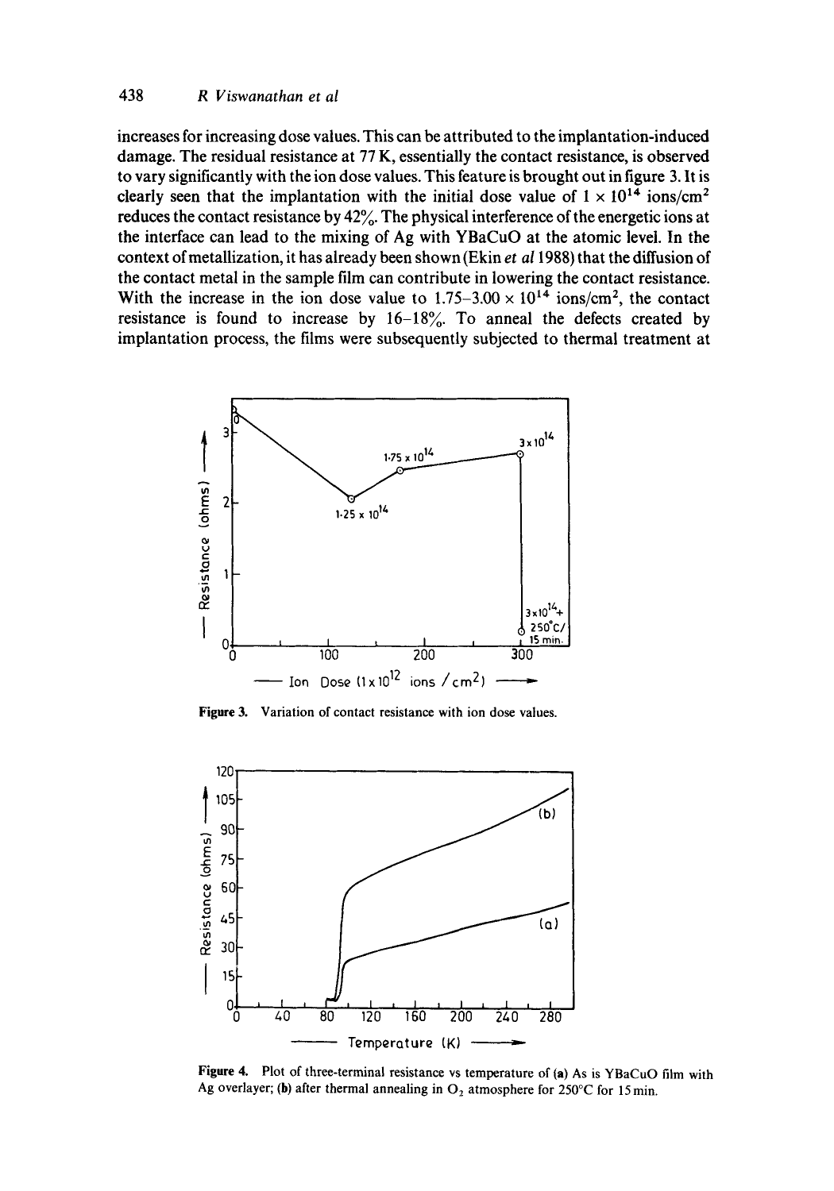increases for increasing dose values. This can be attributed to the implantation-induced damage. The residual resistance at 77 K, essentially the contact resistance, is observed to vary significantly with the ion dose values. This feature is brought out in figure 3. It is clearly seen that the implantation with the initial dose value of $1 \times 10^{14}$ ions/cm$^2$ reduces the contact resistance by 42%. The physical interference of the energetic ions at the interface can lead to the mixing of Ag with YBaCuO at the atomic level. In the context of metallization, it has already been shown (Ekin *et al* 1988) that the diffusion of the contact metal in the sample film can contribute in lowering the contact resistance. With the increase in the ion dose value to $1.75$–$3.00 \times 10^{14}$ ions/cm$^2$, the contact resistance is found to increase by 16–18%. To anneal the defects created by implantation process, the films were subsequently subjected to thermal treatment at

**Figure 3.** Variation of contact resistance with ion dose values.

**Figure 4.** Plot of three-terminal resistance vs temperature of (**a**) As is YBaCuO film with Ag overlayer; (**b**) after thermal annealing in $O_2$ atmosphere for 250°C for 15 min.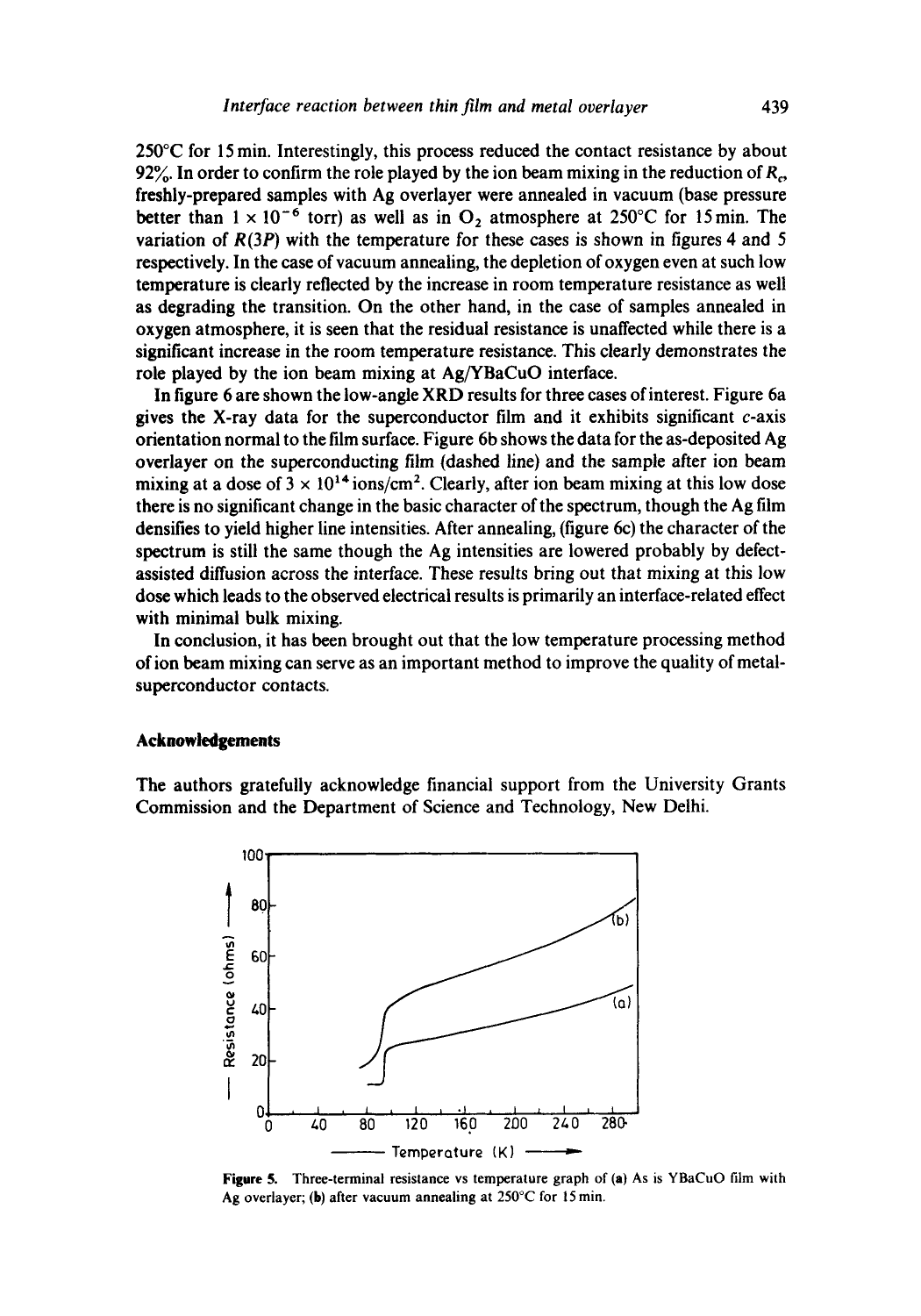250°C for 15 min. Interestingly, this process reduced the contact resistance by about 92%. In order to confirm the role played by the ion beam mixing in the reduction of $R_c$, freshly-prepared samples with Ag overlayer were annealed in vacuum (base pressure better than $1 \times 10^{-6}$ torr) as well as in $O_2$ atmosphere at 250°C for 15 min. The variation of $R(3P)$ with the temperature for these cases is shown in figures 4 and 5 respectively. In the case of vacuum annealing, the depletion of oxygen even at such low temperature is clearly reflected by the increase in room temperature resistance as well as degrading the transition. On the other hand, in the case of samples annealed in oxygen atmosphere, it is seen that the residual resistance is unaffected while there is a significant increase in the room temperature resistance. This clearly demonstrates the role played by the ion beam mixing at Ag/YBaCuO interface.

In figure 6 are shown the low-angle XRD results for three cases of interest. Figure 6a gives the X-ray data for the superconductor film and it exhibits significant $c$-axis orientation normal to the film surface. Figure 6b shows the data for the as-deposited Ag overlayer on the superconducting film (dashed line) and the sample after ion beam mixing at a dose of $3 \times 10^{14}$ ions/cm$^2$. Clearly, after ion beam mixing at this low dose there is no significant change in the basic character of the spectrum, though the Ag film densifies to yield higher line intensities. After annealing, (figure 6c) the character of the spectrum is still the same though the Ag intensities are lowered probably by defect-assisted diffusion across the interface. These results bring out that mixing at this low dose which leads to the observed electrical results is primarily an interface-related effect with minimal bulk mixing.

In conclusion, it has been brought out that the low temperature processing method of ion beam mixing can serve as an important method to improve the quality of metal-superconductor contacts.

## Acknowledgements

The authors gratefully acknowledge financial support from the University Grants Commission and the Department of Science and Technology, New Delhi.

**Figure 5.** Three-terminal resistance vs temperature graph of (**a**) As is YBaCuO film with Ag overlayer; (**b**) after vacuum annealing at 250°C for 15 min.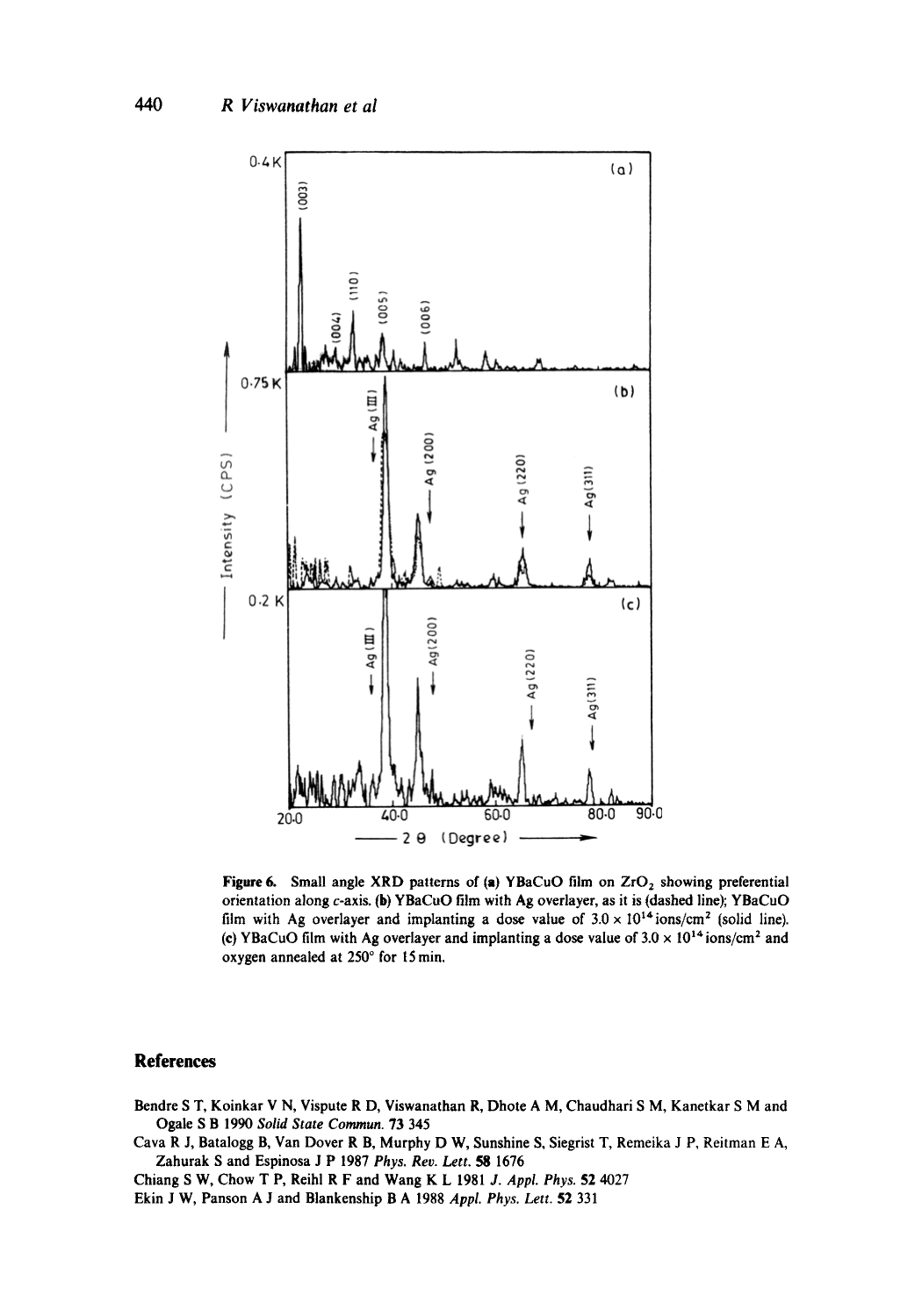Figure 6. Small angle XRD patterns of (a) YBaCuO film on $ZrO_2$ showing preferential orientation along $c$-axis. (b) YBaCuO film with Ag overlayer, as it is (dashed line); YBaCuO film with Ag overlayer and implanting a dose value of $3.0 \times 10^{14}$ ions/cm$^2$ (solid line). (c) YBaCuO film with Ag overlayer and implanting a dose value of $3.0 \times 10^{14}$ ions/cm$^2$ and oxygen annealed at 250° for 15 min.

## References

Bendre S T, Koinkar V N, Vispute R D, Viswanathan R, Dhote A M, Chaudhari S M, Kanetkar S M and Ogale S B 1990 *Solid State Commun.* **73** 345

Cava R J, Batalogg B, Van Dover R B, Murphy D W, Sunshine S, Siegrist T, Remeika J P, Reitman E A, Zahurak S and Espinosa J P 1987 *Phys. Rev. Lett.* **58** 1676

Chiang S W, Chow T P, Reihl R F and Wang K L 1981 *J. Appl. Phys.* **52** 4027

Ekin J W, Panson A J and Blankenship B A 1988 *Appl. Phys. Lett.* **52** 331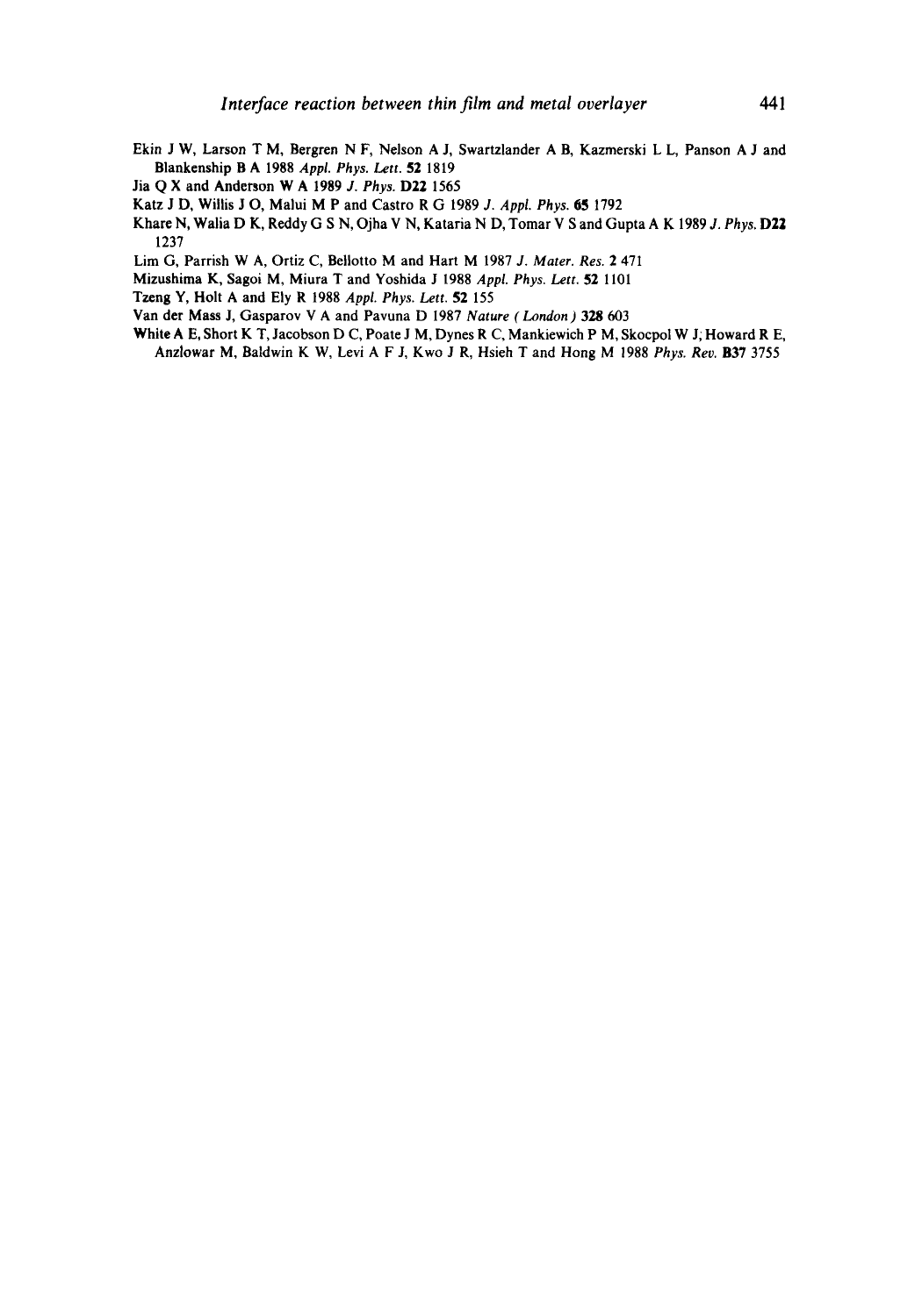Ekin J W, Larson T M, Bergren N F, Nelson A J, Swartzlander A B, Kazmerski L L, Panson A J and Blankenship B A 1988 *Appl. Phys. Lett.* **52** 1819

Jia Q X and Anderson W A 1989 *J. Phys.* **D22** 1565

Katz J D, Willis J O, Malui M P and Castro R G 1989 *J. Appl. Phys.* **65** 1792

Khare N, Walia D K, Reddy G S N, Ojha V N, Kataria N D, Tomar V S and Gupta A K 1989 *J. Phys.* **D22** 1237

Lim G, Parrish W A, Ortiz C, Bellotto M and Hart M 1987 *J. Mater. Res.* **2** 471

Mizushima K, Sagoi M, Miura T and Yoshida J 1988 *Appl. Phys. Lett.* **52** 1101

Tzeng Y, Holt A and Ely R 1988 *Appl. Phys. Lett.* **52** 155

Van der Mass J, Gasparov V A and Pavuna D 1987 *Nature (London)* **328** 603

White A E, Short K T, Jacobson D C, Poate J M, Dynes R C, Mankiewich P M, Skocpol W J; Howard R E, Anzlowar M, Baldwin K W, Levi A F J, Kwo J R, Hsieh T and Hong M 1988 *Phys. Rev.* **B37** 3755